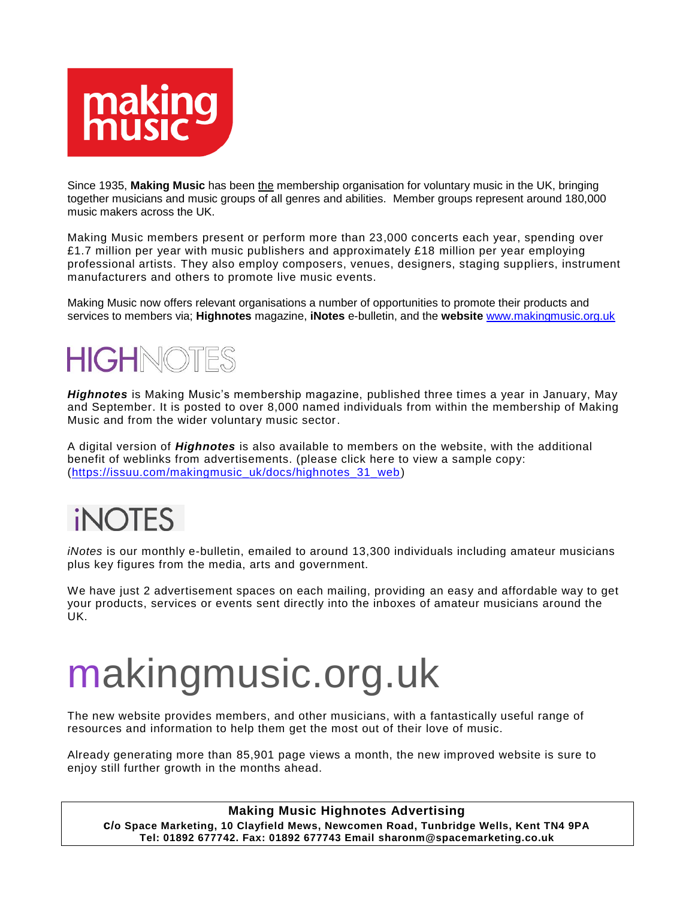# making music

Since 1935, **Making Music** has been the membership organisation for voluntary music in the UK, bringing together musicians and music groups of all genres and abilities. Member groups represent around 180,000 music makers across the UK.

Making Music members present or perform more than 23,000 concerts each year, spending over £1.7 million per year with music publishers and approximately £18 million per year employing professional artists. They also employ composers, venues, designers, staging suppliers, instrument manufacturers and others to promote live music events.

Making Music now offers relevant organisations a number of opportunities to promote their products and services to members via; **Highnotes** magazine, **iNotes** e-bulletin, and the **website** [www.makingmusic.org.uk](http://www.makingmusic.org.uk)

## HIGHNOTES

***Highnotes*** is Making Music's membership magazine, published three times a year in January, May and September. It is posted to over 8,000 named individuals from within the membership of Making Music and from the wider voluntary music sector.

A digital version of ***Highnotes*** is also available to members on the website, with the additional benefit of weblinks from advertisements. (please click here to view a sample copy: ([https://issuu.com/makingmusic_uk/docs/highnotes_31_web](https://issuu.com/makingmusic_uk/docs/highnotes_31_web))

## iNOTES

*iNotes* is our monthly e-bulletin, emailed to around 13,300 individuals including amateur musicians plus key figures from the media, arts and government.

We have just 2 advertisement spaces on each mailing, providing an easy and affordable way to get your products, services or events sent directly into the inboxes of amateur musicians around the UK.

# makingmusic.org.uk

The new website provides members, and other musicians, with a fantastically useful range of resources and information to help them get the most out of their love of music.

Already generating more than 85,901 page views a month, the new improved website is sure to enjoy still further growth in the months ahead.

**Making Music Highnotes Advertising**
**c/o Space Marketing, 10 Clayfield Mews, Newcomen Road, Tunbridge Wells, Kent TN4 9PA**
**Tel: 01892 677742. Fax: 01892 677743 Email sharonm@spacemarketing.co.uk**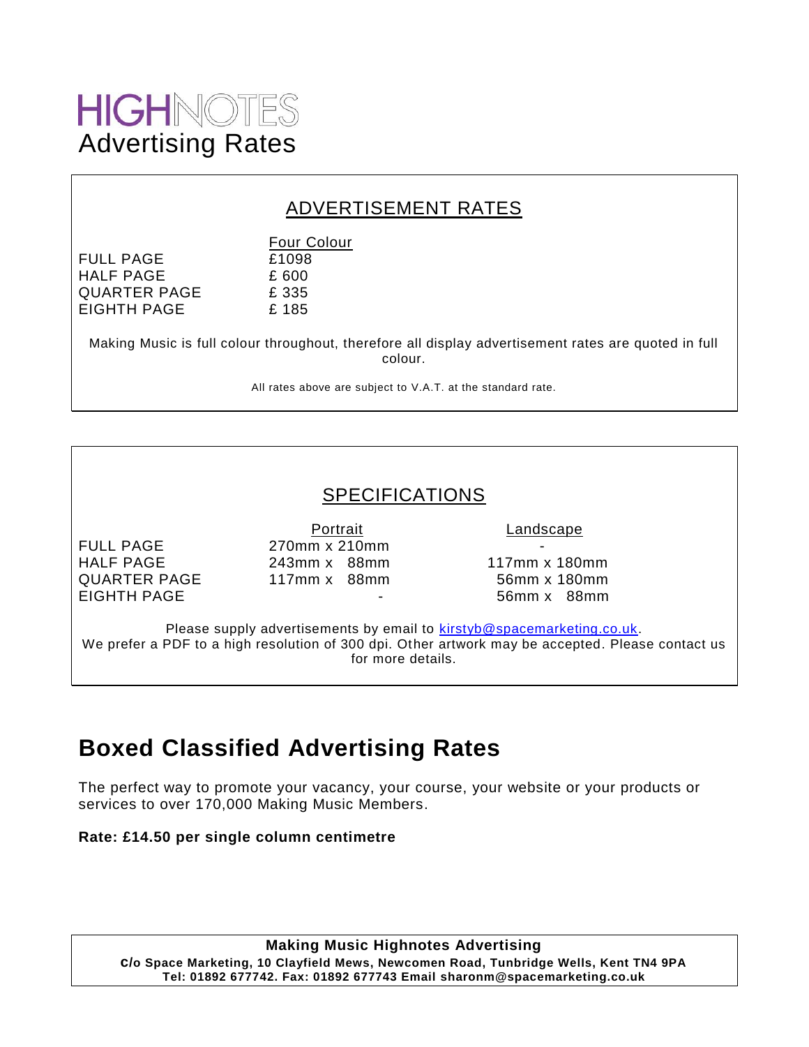# HIGHNOTES Advertising Rates

## ADVERTISEMENT RATES

| | Four Colour |
|---|---|
| FULL PAGE | £1098 |
| HALF PAGE | £ 600 |
| QUARTER PAGE | £ 335 |
| EIGHTH PAGE | £ 185 |

Making Music is full colour throughout, therefore all display advertisement rates are quoted in full colour.

All rates above are subject to V.A.T. at the standard rate.

## SPECIFICATIONS

| | Portrait | Landscape |
|---|---|---|
| FULL PAGE | 270mm x 210mm | - |
| HALF PAGE | 243mm x 88mm | 117mm x 180mm |
| QUARTER PAGE | 117mm x 88mm | 56mm x 180mm |
| EIGHTH PAGE | - | 56mm x 88mm |

Please supply advertisements by email to kirstyb@spacemarketing.co.uk.
We prefer a PDF to a high resolution of 300 dpi. Other artwork may be accepted. Please contact us for more details.

# Boxed Classified Advertising Rates

The perfect way to promote your vacancy, your course, your website or your products or services to over 170,000 Making Music Members.

**Rate: £14.50 per single column centimetre**

**Making Music Highnotes Advertising**
**c/o Space Marketing, 10 Clayfield Mews, Newcomen Road, Tunbridge Wells, Kent TN4 9PA**
**Tel: 01892 677742. Fax: 01892 677743 Email sharonm@spacemarketing.co.uk**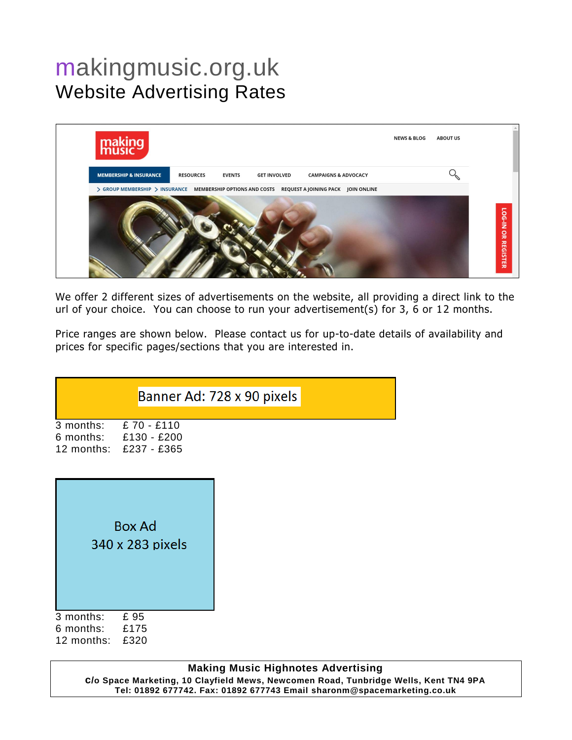# makingmusic.org.uk

## Website Advertising Rates

We offer 2 different sizes of advertisements on the website, all providing a direct link to the url of your choice. You can choose to run your advertisement(s) for 3, 6 or 12 months.

Price ranges are shown below. Please contact us for up-to-date details of availability and prices for specific pages/sections that you are interested in.

### Banner Ad: 728 x 90 pixels

| | |
|---|---|
| 3 months: | £ 70 - £110 |
| 6 months: | £130 - £200 |
| 12 months: | £237 - £365 |

### Box Ad 340 x 283 pixels

| | |
|---|---|
| 3 months: | £ 95 |
| 6 months: | £175 |
| 12 months: | £320 |

**Making Music Highnotes Advertising**
**c/o Space Marketing, 10 Clayfield Mews, Newcomen Road, Tunbridge Wells, Kent TN4 9PA**
**Tel: 01892 677742. Fax: 01892 677743 Email sharonm@spacemarketing.co.uk**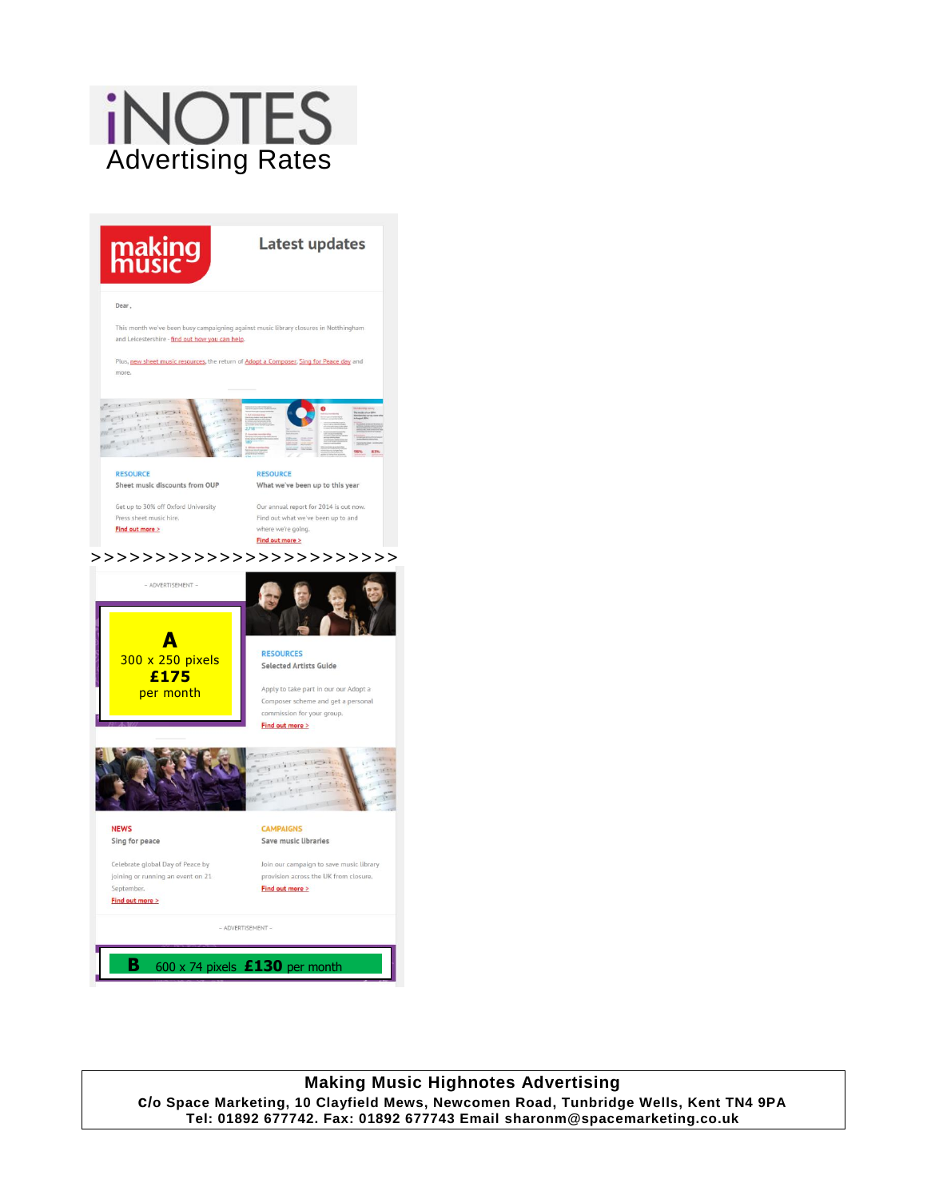# iNOTES

## Advertising Rates

making music

Latest updates

Dear ,

This month we've been busy campaigning against music library closures in Nottingham and Leicestershire - find out how you can help.

Plus, new sheet music resources, the return of Adopt a Composer, Sing for Peace day and more.

RESOURCE
Sheet music discounts from OUP

Get up to 30% off Oxford University Press sheet music hire.
Find out more >

RESOURCE
What we've been up to this year

Our annual report for 2014 is out now. Find out what we've been up to and where we're going.
Find out more >

\>>>>>>>>>>>>>>>>>>>>>>>>

– ADVERTISEMENT –

**A**
300 x 250 pixels
**£175**
per month

RESOURCES
Selected Artists Guide

Apply to take part in our our Adopt a Composer scheme and get a personal commission for your group.
Find out more >

NEWS
Sing for peace

Celebrate global Day of Peace by joining or running an event on 21 September.
Find out more >

CAMPAIGNS
Save music libraries

Join our campaign to save music library provision across the UK from closure.
Find out more >

– ADVERTISEMENT –

**B** 600 x 74 pixels **£130** per month

**Making Music Highnotes Advertising**
**c/o Space Marketing, 10 Clayfield Mews, Newcomen Road, Tunbridge Wells, Kent TN4 9PA**
**Tel: 01892 677742. Fax: 01892 677743 Email sharonm@spacemarketing.co.uk**